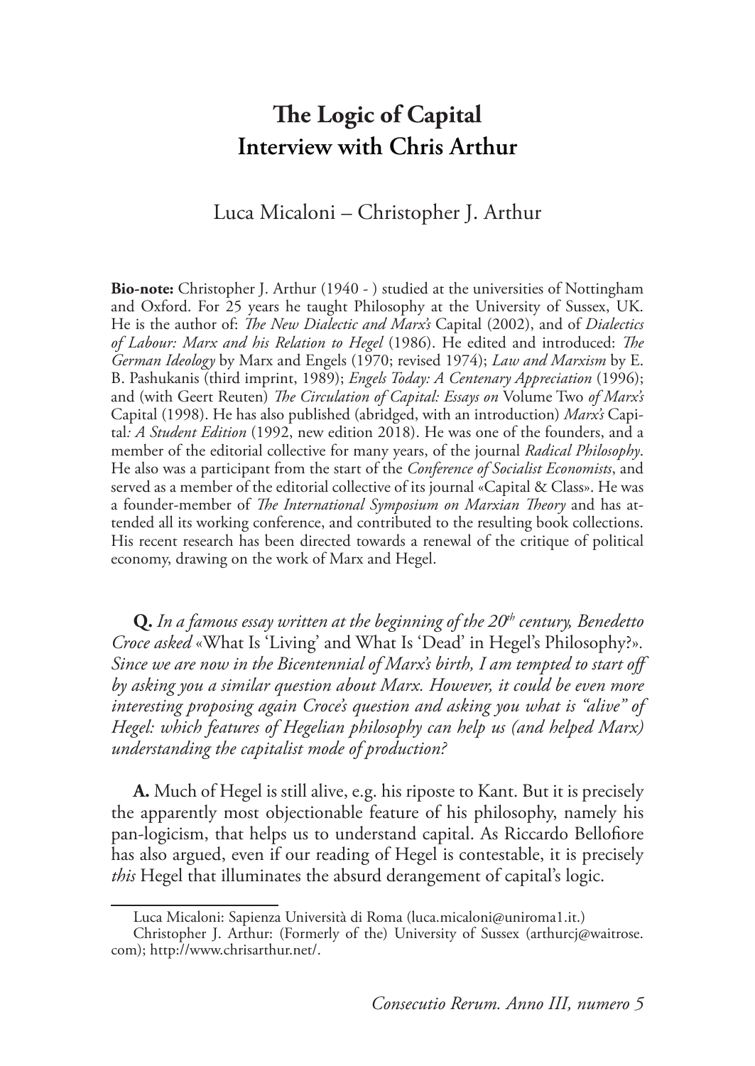# The Logic of Capital
# Interview with Chris Arthur

Luca Micaloni – Christopher J. Arthur

**Bio-note:** Christopher J. Arthur (1940 - ) studied at the universities of Nottingham and Oxford. For 25 years he taught Philosophy at the University of Sussex, UK. He is the author of: *The New Dialectic and Marx's* Capital (2002), and of *Dialectics of Labour: Marx and his Relation to Hegel* (1986). He edited and introduced: *The German Ideology* by Marx and Engels (1970; revised 1974); *Law and Marxism* by E. B. Pashukanis (third imprint, 1989); *Engels Today: A Centenary Appreciation* (1996); and (with Geert Reuten) *The Circulation of Capital: Essays on* Volume Two *of Marx's* Capital (1998). He has also published (abridged, with an introduction) *Marx's* Capital*: A Student Edition* (1992, new edition 2018). He was one of the founders, and a member of the editorial collective for many years, of the journal *Radical Philosophy*. He also was a participant from the start of the *Conference of Socialist Economists*, and served as a member of the editorial collective of its journal «Capital & Class». He was a founder-member of *The International Symposium on Marxian Theory* and has attended all its working conference, and contributed to the resulting book collections. His recent research has been directed towards a renewal of the critique of political economy, drawing on the work of Marx and Hegel.

**Q.** *In a famous essay written at the beginning of the 20th century, Benedetto Croce asked* «What Is 'Living' and What Is 'Dead' in Hegel's Philosophy?». *Since we are now in the Bicentennial of Marx's birth, I am tempted to start off by asking you a similar question about Marx. However, it could be even more interesting proposing again Croce's question and asking you what is "alive" of Hegel: which features of Hegelian philosophy can help us (and helped Marx) understanding the capitalist mode of production?*

**A.** Much of Hegel is still alive, e.g. his riposte to Kant. But it is precisely the apparently most objectionable feature of his philosophy, namely his pan-logicism, that helps us to understand capital. As Riccardo Bellofiore has also argued, even if our reading of Hegel is contestable, it is precisely *this* Hegel that illuminates the absurd derangement of capital's logic.

Luca Micaloni: Sapienza Università di Roma (luca.micaloni@uniroma1.it.)

Christopher J. Arthur: (Formerly of the) University of Sussex (arthurcj@waitrose.com); http://www.chrisarthur.net/.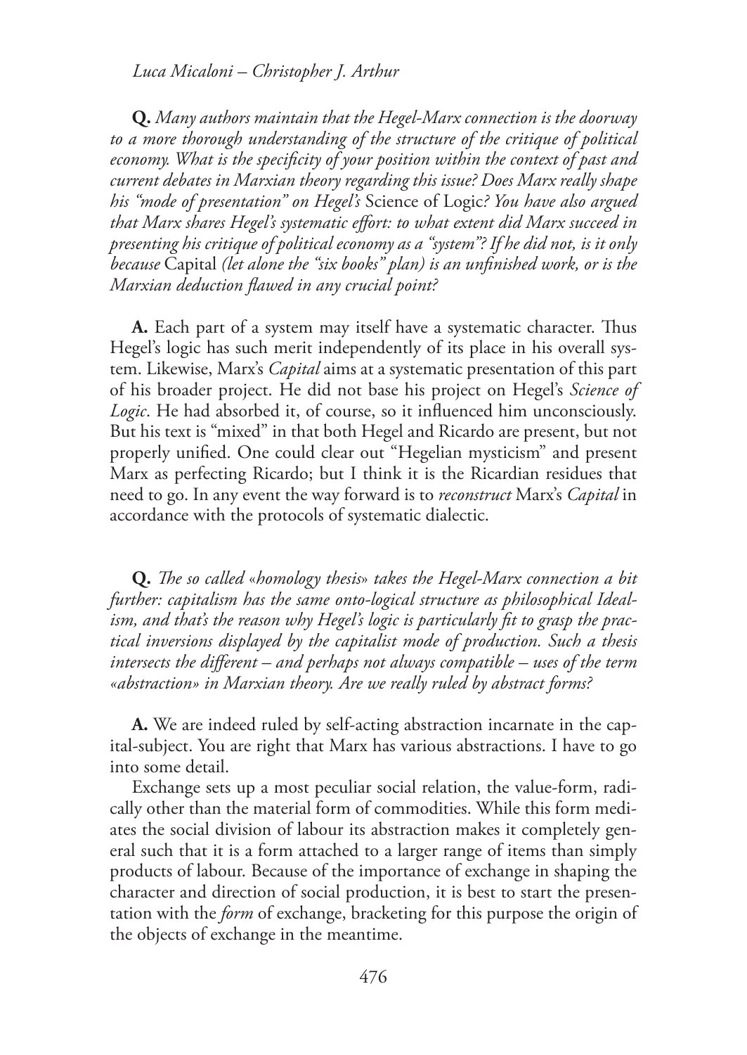**Q.** *Many authors maintain that the Hegel-Marx connection is the doorway to a more thorough understanding of the structure of the critique of political economy. What is the specificity of your position within the context of past and current debates in Marxian theory regarding this issue? Does Marx really shape his "mode of presentation" on Hegel's* Science of Logic*? You have also argued that Marx shares Hegel's systematic effort: to what extent did Marx succeed in presenting his critique of political economy as a "system"? If he did not, is it only because* Capital *(let alone the "six books" plan) is an unfinished work, or is the Marxian deduction flawed in any crucial point?*

**A.** Each part of a system may itself have a systematic character. Thus Hegel's logic has such merit independently of its place in his overall system. Likewise, Marx's *Capital* aims at a systematic presentation of this part of his broader project. He did not base his project on Hegel's *Science of Logic*. He had absorbed it, of course, so it influenced him unconsciously. But his text is "mixed" in that both Hegel and Ricardo are present, but not properly unified. One could clear out "Hegelian mysticism" and present Marx as perfecting Ricardo; but I think it is the Ricardian residues that need to go. In any event the way forward is to *reconstruct* Marx's *Capital* in accordance with the protocols of systematic dialectic.

**Q.** *The so called «homology thesis» takes the Hegel-Marx connection a bit further: capitalism has the same onto-logical structure as philosophical Idealism, and that's the reason why Hegel's logic is particularly fit to grasp the practical inversions displayed by the capitalist mode of production. Such a thesis intersects the different – and perhaps not always compatible – uses of the term «abstraction» in Marxian theory. Are we really ruled by abstract forms?*

**A.** We are indeed ruled by self-acting abstraction incarnate in the capital-subject. You are right that Marx has various abstractions. I have to go into some detail.

Exchange sets up a most peculiar social relation, the value-form, radically other than the material form of commodities. While this form mediates the social division of labour its abstraction makes it completely general such that it is a form attached to a larger range of items than simply products of labour. Because of the importance of exchange in shaping the character and direction of social production, it is best to start the presentation with the *form* of exchange, bracketing for this purpose the origin of the objects of exchange in the meantime.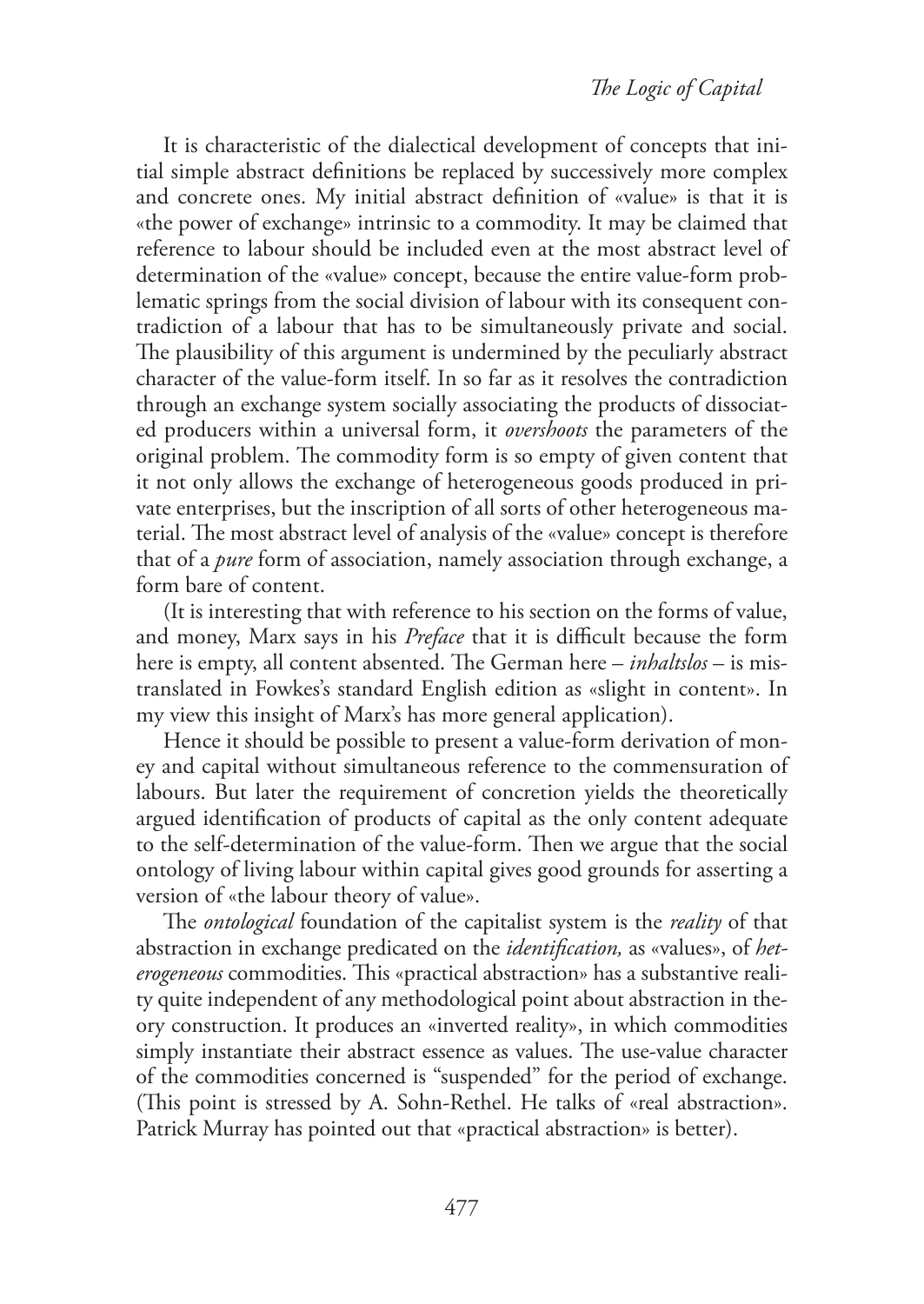It is characteristic of the dialectical development of concepts that initial simple abstract definitions be replaced by successively more complex and concrete ones. My initial abstract definition of «value» is that it is «the power of exchange» intrinsic to a commodity. It may be claimed that reference to labour should be included even at the most abstract level of determination of the «value» concept, because the entire value-form problematic springs from the social division of labour with its consequent contradiction of a labour that has to be simultaneously private and social. The plausibility of this argument is undermined by the peculiarly abstract character of the value-form itself. In so far as it resolves the contradiction through an exchange system socially associating the products of dissociated producers within a universal form, it *overshoots* the parameters of the original problem. The commodity form is so empty of given content that it not only allows the exchange of heterogeneous goods produced in private enterprises, but the inscription of all sorts of other heterogeneous material. The most abstract level of analysis of the «value» concept is therefore that of a *pure* form of association, namely association through exchange, a form bare of content.

(It is interesting that with reference to his section on the forms of value, and money, Marx says in his *Preface* that it is difficult because the form here is empty, all content absented. The German here – *inhaltslos* – is mistranslated in Fowkes's standard English edition as «slight in content». In my view this insight of Marx's has more general application).

Hence it should be possible to present a value-form derivation of money and capital without simultaneous reference to the commensuration of labours. But later the requirement of concretion yields the theoretically argued identification of products of capital as the only content adequate to the self-determination of the value-form. Then we argue that the social ontology of living labour within capital gives good grounds for asserting a version of «the labour theory of value».

The *ontological* foundation of the capitalist system is the *reality* of that abstraction in exchange predicated on the *identification,* as «values», of *heterogeneous* commodities. This «practical abstraction» has a substantive reality quite independent of any methodological point about abstraction in theory construction. It produces an «inverted reality», in which commodities simply instantiate their abstract essence as values. The use-value character of the commodities concerned is "suspended" for the period of exchange. (This point is stressed by A. Sohn-Rethel. He talks of «real abstraction». Patrick Murray has pointed out that «practical abstraction» is better).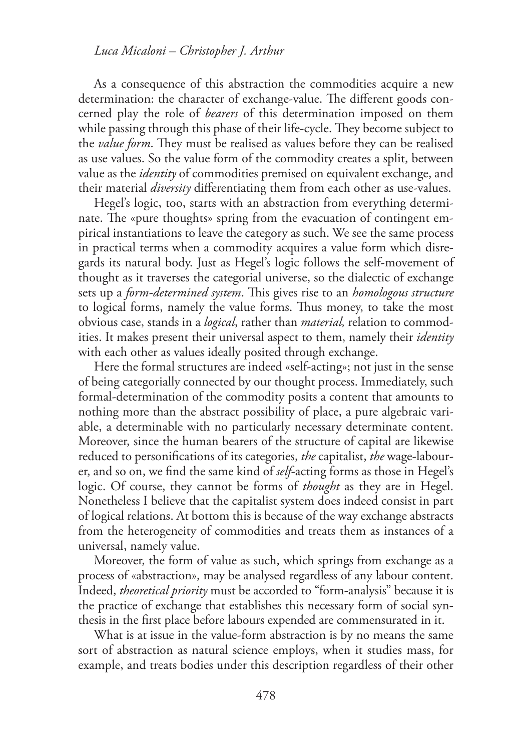As a consequence of this abstraction the commodities acquire a new determination: the character of exchange-value. The different goods concerned play the role of *bearers* of this determination imposed on them while passing through this phase of their life-cycle. They become subject to the *value form*. They must be realised as values before they can be realised as use values. So the value form of the commodity creates a split, between value as the *identity* of commodities premised on equivalent exchange, and their material *diversity* differentiating them from each other as use-values.

Hegel's logic, too, starts with an abstraction from everything determinate. The «pure thoughts» spring from the evacuation of contingent empirical instantiations to leave the category as such. We see the same process in practical terms when a commodity acquires a value form which disregards its natural body. Just as Hegel's logic follows the self-movement of thought as it traverses the categorial universe, so the dialectic of exchange sets up a *form-determined system*. This gives rise to an *homologous structure* to logical forms, namely the value forms. Thus money, to take the most obvious case, stands in a *logical*, rather than *material,* relation to commodities. It makes present their universal aspect to them, namely their *identity* with each other as values ideally posited through exchange.

Here the formal structures are indeed «self-acting»; not just in the sense of being categorially connected by our thought process. Immediately, such formal-determination of the commodity posits a content that amounts to nothing more than the abstract possibility of place, a pure algebraic variable, a determinable with no particularly necessary determinate content. Moreover, since the human bearers of the structure of capital are likewise reduced to personifications of its categories, *the* capitalist, *the* wage-labourer, and so on, we find the same kind of *self*-acting forms as those in Hegel's logic. Of course, they cannot be forms of *thought* as they are in Hegel. Nonetheless I believe that the capitalist system does indeed consist in part of logical relations. At bottom this is because of the way exchange abstracts from the heterogeneity of commodities and treats them as instances of a universal, namely value.

Moreover, the form of value as such, which springs from exchange as a process of «abstraction», may be analysed regardless of any labour content. Indeed, *theoretical priority* must be accorded to "form-analysis" because it is the practice of exchange that establishes this necessary form of social synthesis in the first place before labours expended are commensurated in it.

What is at issue in the value-form abstraction is by no means the same sort of abstraction as natural science employs, when it studies mass, for example, and treats bodies under this description regardless of their other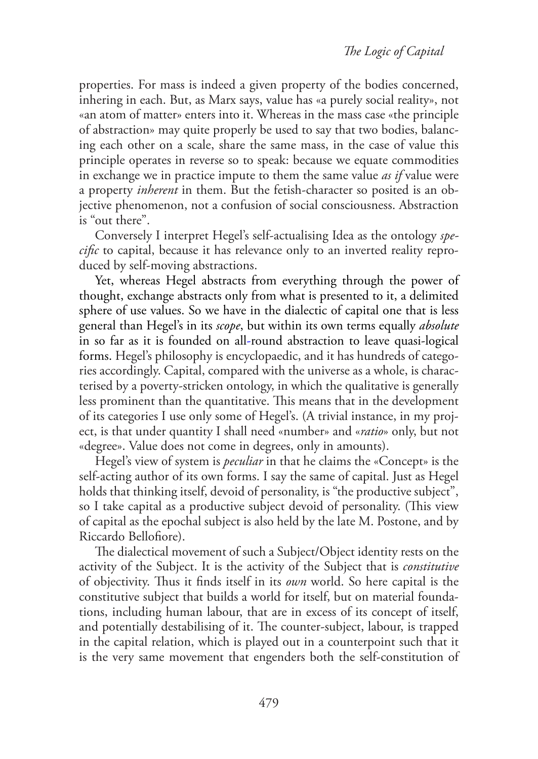properties. For mass is indeed a given property of the bodies concerned, inhering in each. But, as Marx says, value has «a purely social reality», not «an atom of matter» enters into it. Whereas in the mass case «the principle of abstraction» may quite properly be used to say that two bodies, balancing each other on a scale, share the same mass, in the case of value this principle operates in reverse so to speak: because we equate commodities in exchange we in practice impute to them the same value *as if* value were a property *inherent* in them. But the fetish-character so posited is an objective phenomenon, not a confusion of social consciousness. Abstraction is "out there".

Conversely I interpret Hegel's self-actualising Idea as the ontology *specific* to capital, because it has relevance only to an inverted reality reproduced by self-moving abstractions.

Yet, whereas Hegel abstracts from everything through the power of thought, exchange abstracts only from what is presented to it, a delimited sphere of use values. So we have in the dialectic of capital one that is less general than Hegel's in its *scope*, but within its own terms equally *absolute* in so far as it is founded on all-round abstraction to leave quasi-logical forms. Hegel's philosophy is encyclopaedic, and it has hundreds of categories accordingly. Capital, compared with the universe as a whole, is characterised by a poverty-stricken ontology, in which the qualitative is generally less prominent than the quantitative. This means that in the development of its categories I use only some of Hegel's. (A trivial instance, in my project, is that under quantity I shall need «number» and «*ratio*» only, but not «degree». Value does not come in degrees, only in amounts).

Hegel's view of system is *peculiar* in that he claims the «Concept» is the self-acting author of its own forms. I say the same of capital. Just as Hegel holds that thinking itself, devoid of personality, is "the productive subject", so I take capital as a productive subject devoid of personality. (This view of capital as the epochal subject is also held by the late M. Postone, and by Riccardo Bellofiore).

The dialectical movement of such a Subject/Object identity rests on the activity of the Subject. It is the activity of the Subject that is *constitutive* of objectivity. Thus it finds itself in its *own* world. So here capital is the constitutive subject that builds a world for itself, but on material foundations, including human labour, that are in excess of its concept of itself, and potentially destabilising of it. The counter-subject, labour, is trapped in the capital relation, which is played out in a counterpoint such that it is the very same movement that engenders both the self-constitution of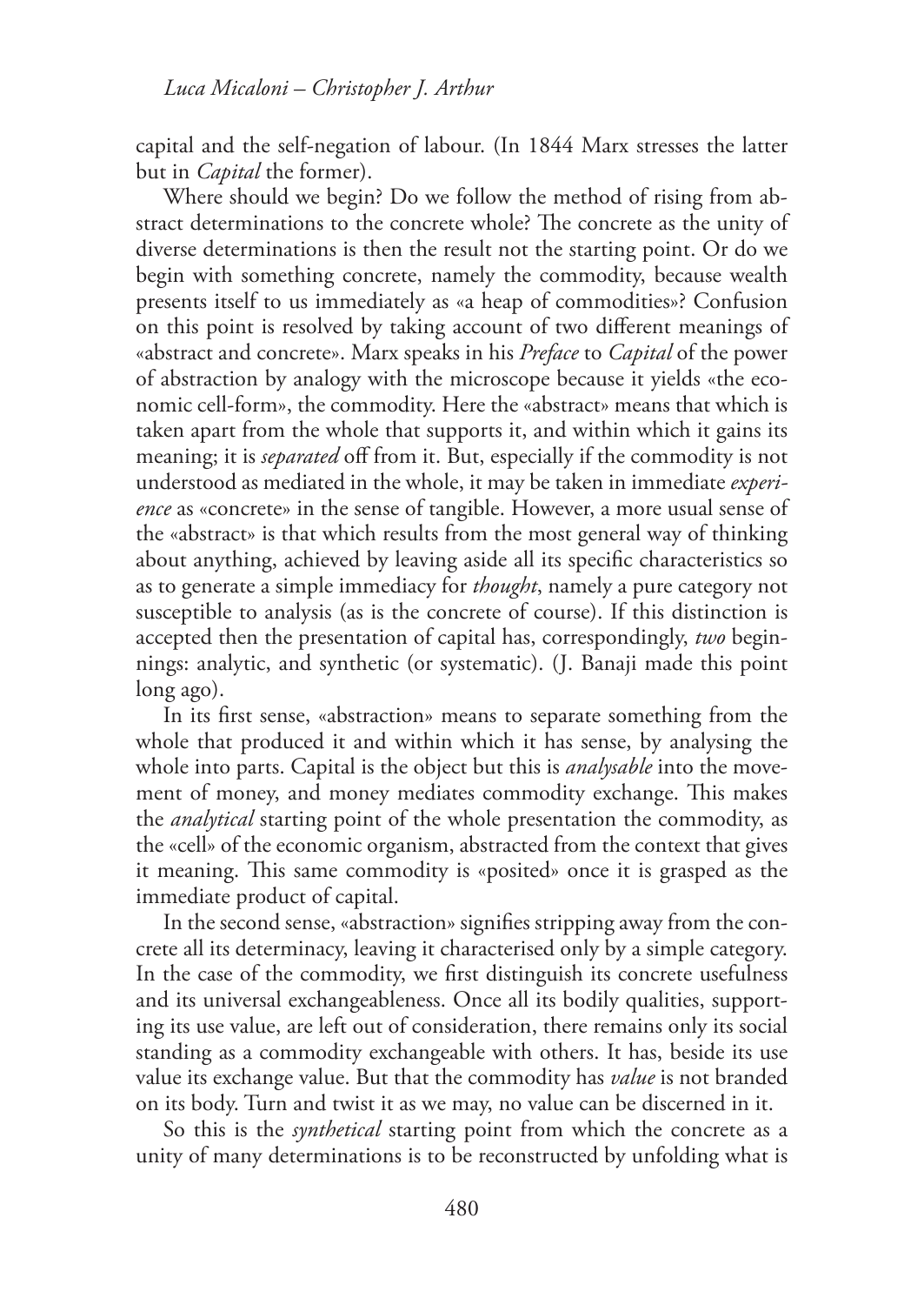capital and the self-negation of labour. (In 1844 Marx stresses the latter but in *Capital* the former).

Where should we begin? Do we follow the method of rising from abstract determinations to the concrete whole? The concrete as the unity of diverse determinations is then the result not the starting point. Or do we begin with something concrete, namely the commodity, because wealth presents itself to us immediately as «a heap of commodities»? Confusion on this point is resolved by taking account of two different meanings of «abstract and concrete». Marx speaks in his *Preface* to *Capital* of the power of abstraction by analogy with the microscope because it yields «the economic cell-form», the commodity. Here the «abstract» means that which is taken apart from the whole that supports it, and within which it gains its meaning; it is *separated* off from it. But, especially if the commodity is not understood as mediated in the whole, it may be taken in immediate *experience* as «concrete» in the sense of tangible. However, a more usual sense of the «abstract» is that which results from the most general way of thinking about anything, achieved by leaving aside all its specific characteristics so as to generate a simple immediacy for *thought*, namely a pure category not susceptible to analysis (as is the concrete of course). If this distinction is accepted then the presentation of capital has, correspondingly, *two* beginnings: analytic, and synthetic (or systematic). (J. Banaji made this point long ago).

In its first sense, «abstraction» means to separate something from the whole that produced it and within which it has sense, by analysing the whole into parts. Capital is the object but this is *analysable* into the movement of money, and money mediates commodity exchange. This makes the *analytical* starting point of the whole presentation the commodity, as the «cell» of the economic organism, abstracted from the context that gives it meaning. This same commodity is «posited» once it is grasped as the immediate product of capital.

In the second sense, «abstraction» signifies stripping away from the concrete all its determinacy, leaving it characterised only by a simple category. In the case of the commodity, we first distinguish its concrete usefulness and its universal exchangeableness. Once all its bodily qualities, supporting its use value, are left out of consideration, there remains only its social standing as a commodity exchangeable with others. It has, beside its use value its exchange value. But that the commodity has *value* is not branded on its body. Turn and twist it as we may, no value can be discerned in it.

So this is the *synthetical* starting point from which the concrete as a unity of many determinations is to be reconstructed by unfolding what is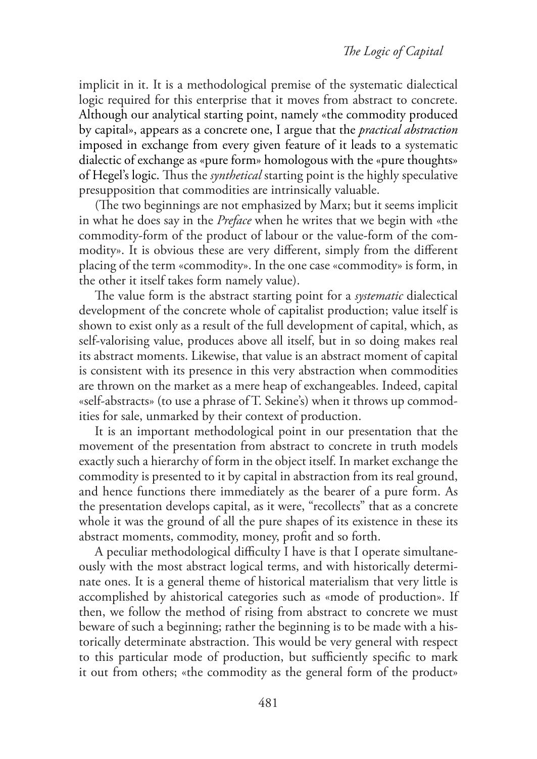implicit in it. It is a methodological premise of the systematic dialectical logic required for this enterprise that it moves from abstract to concrete. Although our analytical starting point, namely «the commodity produced by capital», appears as a concrete one, I argue that the *practical abstraction* imposed in exchange from every given feature of it leads to a systematic dialectic of exchange as «pure form» homologous with the «pure thoughts» of Hegel's logic. Thus the *synthetical* starting point is the highly speculative presupposition that commodities are intrinsically valuable.

(The two beginnings are not emphasized by Marx; but it seems implicit in what he does say in the *Preface* when he writes that we begin with «the commodity-form of the product of labour or the value-form of the commodity». It is obvious these are very different, simply from the different placing of the term «commodity». In the one case «commodity» is form, in the other it itself takes form namely value).

The value form is the abstract starting point for a *systematic* dialectical development of the concrete whole of capitalist production; value itself is shown to exist only as a result of the full development of capital, which, as self-valorising value, produces above all itself, but in so doing makes real its abstract moments. Likewise, that value is an abstract moment of capital is consistent with its presence in this very abstraction when commodities are thrown on the market as a mere heap of exchangeables. Indeed, capital «self-abstracts» (to use a phrase of T. Sekine's) when it throws up commodities for sale, unmarked by their context of production.

It is an important methodological point in our presentation that the movement of the presentation from abstract to concrete in truth models exactly such a hierarchy of form in the object itself. In market exchange the commodity is presented to it by capital in abstraction from its real ground, and hence functions there immediately as the bearer of a pure form. As the presentation develops capital, as it were, "recollects" that as a concrete whole it was the ground of all the pure shapes of its existence in these its abstract moments, commodity, money, profit and so forth.

A peculiar methodological difficulty I have is that I operate simultaneously with the most abstract logical terms, and with historically determinate ones. It is a general theme of historical materialism that very little is accomplished by ahistorical categories such as «mode of production». If then, we follow the method of rising from abstract to concrete we must beware of such a beginning; rather the beginning is to be made with a historically determinate abstraction. This would be very general with respect to this particular mode of production, but sufficiently specific to mark it out from others; «the commodity as the general form of the product»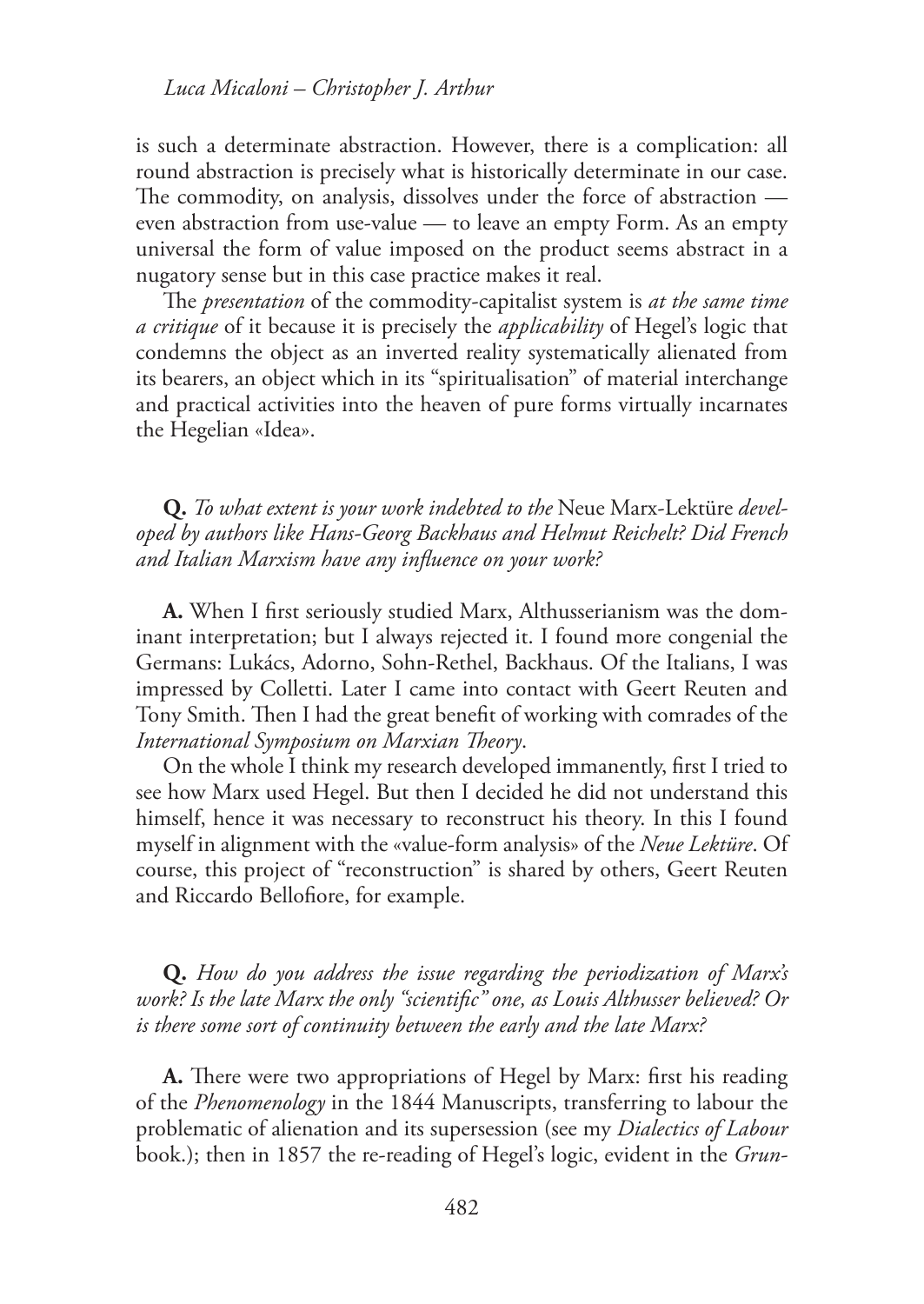is such a determinate abstraction. However, there is a complication: all round abstraction is precisely what is historically determinate in our case. The commodity, on analysis, dissolves under the force of abstraction — even abstraction from use-value — to leave an empty Form. As an empty universal the form of value imposed on the product seems abstract in a nugatory sense but in this case practice makes it real.

The *presentation* of the commodity-capitalist system is *at the same time a critique* of it because it is precisely the *applicability* of Hegel's logic that condemns the object as an inverted reality systematically alienated from its bearers, an object which in its "spiritualisation" of material interchange and practical activities into the heaven of pure forms virtually incarnates the Hegelian «Idea».

**Q.** *To what extent is your work indebted to the* Neue Marx-Lektüre *developed by authors like Hans-Georg Backhaus and Helmut Reichelt? Did French and Italian Marxism have any influence on your work?*

**A.** When I first seriously studied Marx, Althusserianism was the dominant interpretation; but I always rejected it. I found more congenial the Germans: Lukács, Adorno, Sohn-Rethel, Backhaus. Of the Italians, I was impressed by Colletti. Later I came into contact with Geert Reuten and Tony Smith. Then I had the great benefit of working with comrades of the *International Symposium on Marxian Theory*.

On the whole I think my research developed immanently, first I tried to see how Marx used Hegel. But then I decided he did not understand this himself, hence it was necessary to reconstruct his theory. In this I found myself in alignment with the «value-form analysis» of the *Neue Lektüre*. Of course, this project of "reconstruction" is shared by others, Geert Reuten and Riccardo Bellofiore, for example.

**Q.** *How do you address the issue regarding the periodization of Marx's work? Is the late Marx the only "scientific" one, as Louis Althusser believed? Or is there some sort of continuity between the early and the late Marx?*

**A.** There were two appropriations of Hegel by Marx: first his reading of the *Phenomenology* in the 1844 Manuscripts, transferring to labour the problematic of alienation and its supersession (see my *Dialectics of Labour* book.); then in 1857 the re-reading of Hegel's logic, evident in the *Grun-*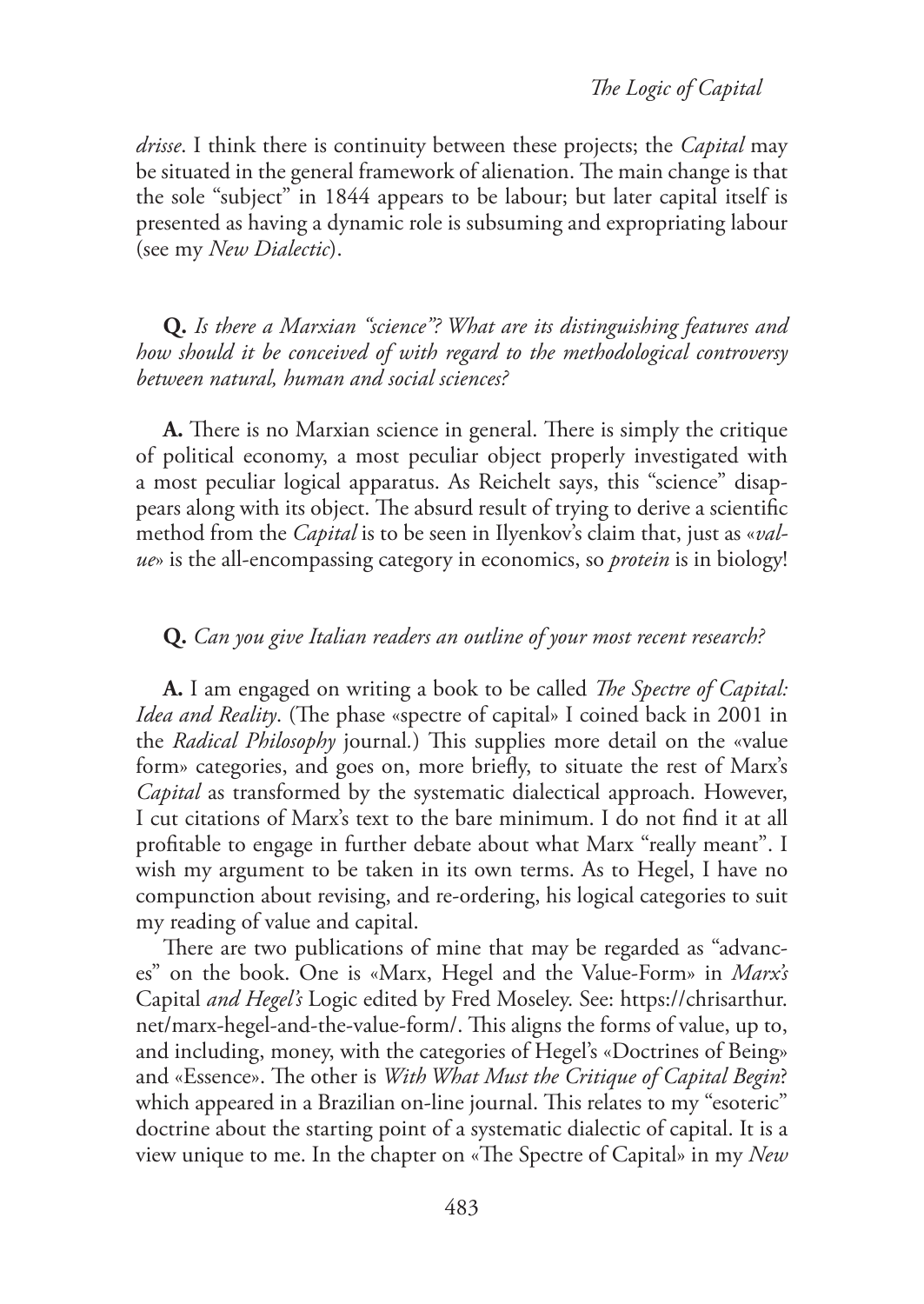*drisse*. I think there is continuity between these projects; the *Capital* may be situated in the general framework of alienation. The main change is that the sole "subject" in 1844 appears to be labour; but later capital itself is presented as having a dynamic role is subsuming and expropriating labour (see my *New Dialectic*).

**Q.** *Is there a Marxian "science"? What are its distinguishing features and how should it be conceived of with regard to the methodological controversy between natural, human and social sciences?*

**A.** There is no Marxian science in general. There is simply the critique of political economy, a most peculiar object properly investigated with a most peculiar logical apparatus. As Reichelt says, this "science" disappears along with its object. The absurd result of trying to derive a scientific method from the *Capital* is to be seen in Ilyenkov's claim that, just as «*value*» is the all-encompassing category in economics, so *protein* is in biology!

**Q.** *Can you give Italian readers an outline of your most recent research?*

**A.** I am engaged on writing a book to be called *The Spectre of Capital: Idea and Reality*. (The phase «spectre of capital» I coined back in 2001 in the *Radical Philosophy* journal.) This supplies more detail on the «value form» categories, and goes on, more briefly, to situate the rest of Marx's *Capital* as transformed by the systematic dialectical approach. However, I cut citations of Marx's text to the bare minimum. I do not find it at all profitable to engage in further debate about what Marx "really meant". I wish my argument to be taken in its own terms. As to Hegel, I have no compunction about revising, and re-ordering, his logical categories to suit my reading of value and capital.

There are two publications of mine that may be regarded as "advances" on the book. One is «Marx, Hegel and the Value-Form» in *Marx's* Capital *and Hegel's* Logic edited by Fred Moseley. See: https://chrisarthur.net/marx-hegel-and-the-value-form/. This aligns the forms of value, up to, and including, money, with the categories of Hegel's «Doctrines of Being» and «Essence». The other is *With What Must the Critique of Capital Begin*? which appeared in a Brazilian on-line journal. This relates to my "esoteric" doctrine about the starting point of a systematic dialectic of capital. It is a view unique to me. In the chapter on «The Spectre of Capital» in my *New*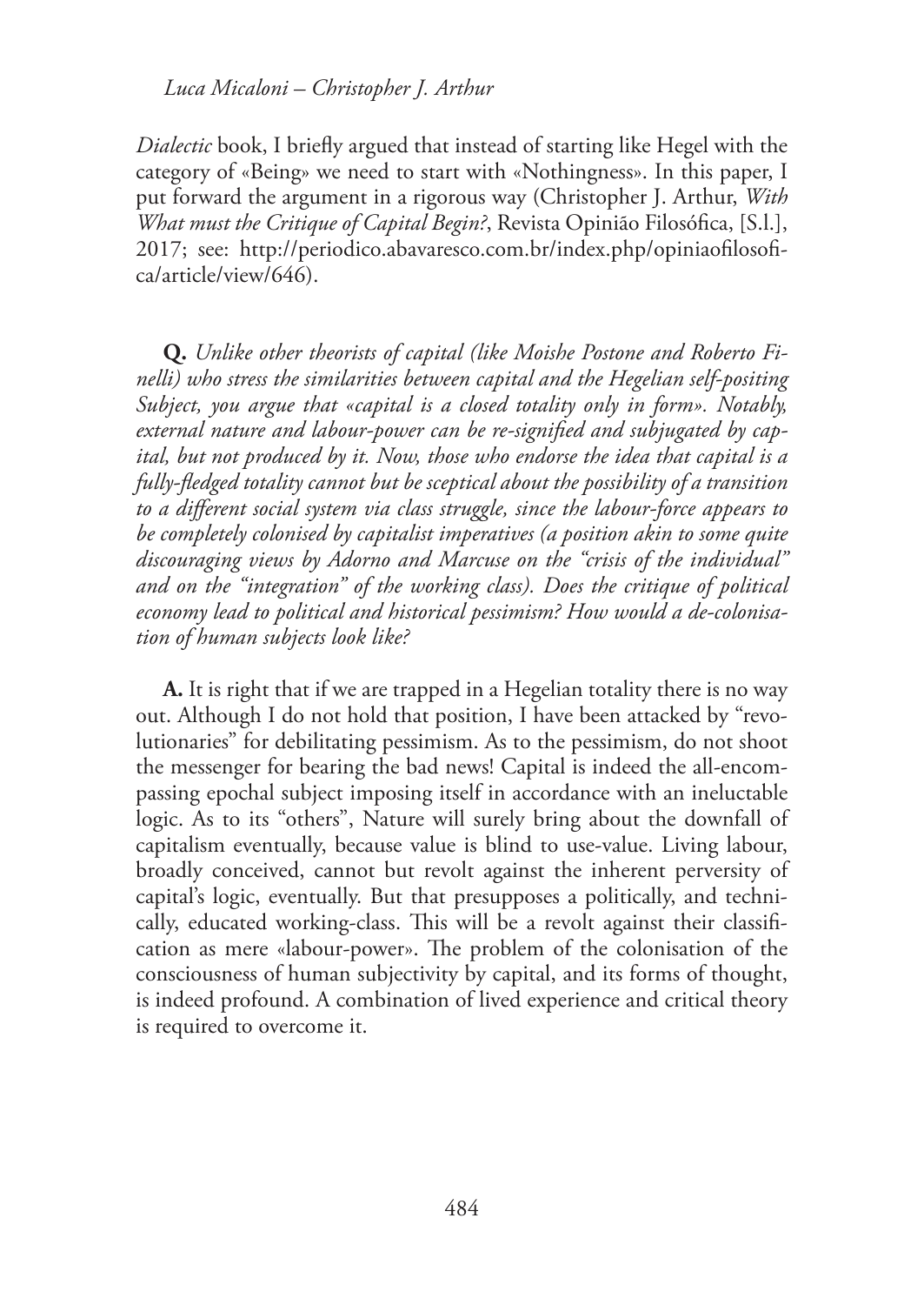*Dialectic* book, I briefly argued that instead of starting like Hegel with the category of «Being» we need to start with «Nothingness». In this paper, I put forward the argument in a rigorous way (Christopher J. Arthur, *With What must the Critique of Capital Begin?*, Revista Opinião Filosófica, [S.l.], 2017; see: http://periodico.abavaresco.com.br/index.php/opiniaofilosofica/article/view/646).

**Q.** *Unlike other theorists of capital (like Moishe Postone and Roberto Finelli) who stress the similarities between capital and the Hegelian self-positing Subject, you argue that «capital is a closed totality only in form». Notably, external nature and labour-power can be re-signified and subjugated by capital, but not produced by it. Now, those who endorse the idea that capital is a fully-fledged totality cannot but be sceptical about the possibility of a transition to a different social system via class struggle, since the labour-force appears to be completely colonised by capitalist imperatives (a position akin to some quite discouraging views by Adorno and Marcuse on the "crisis of the individual" and on the "integration" of the working class). Does the critique of political economy lead to political and historical pessimism? How would a de-colonisation of human subjects look like?*

**A.** It is right that if we are trapped in a Hegelian totality there is no way out. Although I do not hold that position, I have been attacked by "revolutionaries" for debilitating pessimism. As to the pessimism, do not shoot the messenger for bearing the bad news! Capital is indeed the all-encompassing epochal subject imposing itself in accordance with an ineluctable logic. As to its "others", Nature will surely bring about the downfall of capitalism eventually, because value is blind to use-value. Living labour, broadly conceived, cannot but revolt against the inherent perversity of capital's logic, eventually. But that presupposes a politically, and technically, educated working-class. This will be a revolt against their classification as mere «labour-power». The problem of the colonisation of the consciousness of human subjectivity by capital, and its forms of thought, is indeed profound. A combination of lived experience and critical theory is required to overcome it.